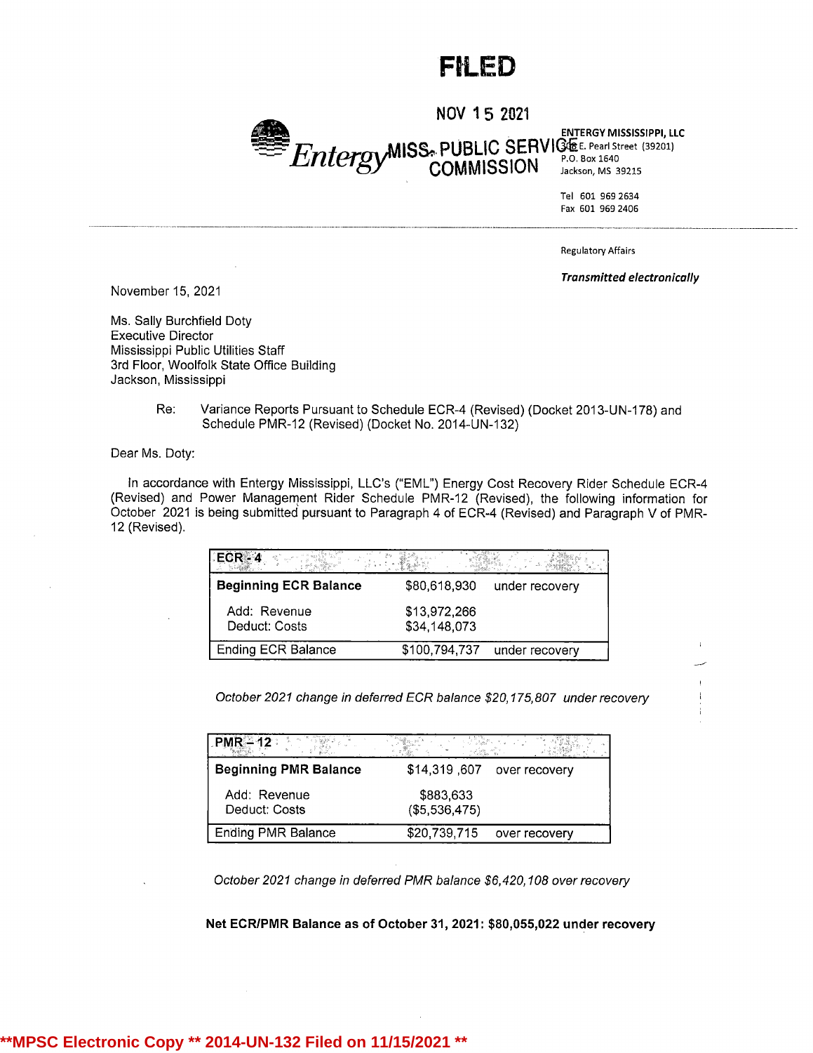# FILED

NOV 15 2021

MISS. PUBLIC SERVICE COMMISSION

Entergy

**ENTERGY MISSISSIPPI, LLC**
308 E. Pearl Street (39201)
P.O. Box 1640
Jackson, MS 39215

Tel 601 969 2634
Fax 601 969 2406

Regulatory Affairs

***Transmitted electronically***

November 15, 2021

Ms. Sally Burchfield Doty
Executive Director
Mississippi Public Utilities Staff
3rd Floor, Woolfolk State Office Building
Jackson, Mississippi

Re: Variance Reports Pursuant to Schedule ECR-4 (Revised) (Docket 2013-UN-178) and Schedule PMR-12 (Revised) (Docket No. 2014-UN-132)

Dear Ms. Doty:

In accordance with Entergy Mississippi, LLC's ("EML") Energy Cost Recovery Rider Schedule ECR-4 (Revised) and Power Management Rider Schedule PMR-12 (Revised), the following information for October 2021 is being submitted pursuant to Paragraph 4 of ECR-4 (Revised) and Paragraph V of PMR-12 (Revised).

| **ECR - 4** | | |
|---|---|---|
| **Beginning ECR Balance** | $80,618,930 | under recovery |
| Add: Revenue | $13,972,266 | |
| Deduct: Costs | $34,148,073 | |
| Ending ECR Balance | $100,794,737 | under recovery |

*October 2021 change in deferred ECR balance $20,175,807 under recovery*

| **PMR – 12** | | |
|---|---|---|
| **Beginning PMR Balance** | $14,319 ,607 | over recovery |
| Add: Revenue | $883,633 | |
| Deduct: Costs | ($5,536,475) | |
| Ending PMR Balance | $20,739,715 | over recovery |

*October 2021 change in deferred PMR balance $6,420,108 over recovery*

**Net ECR/PMR Balance as of October 31, 2021: $80,055,022 under recovery**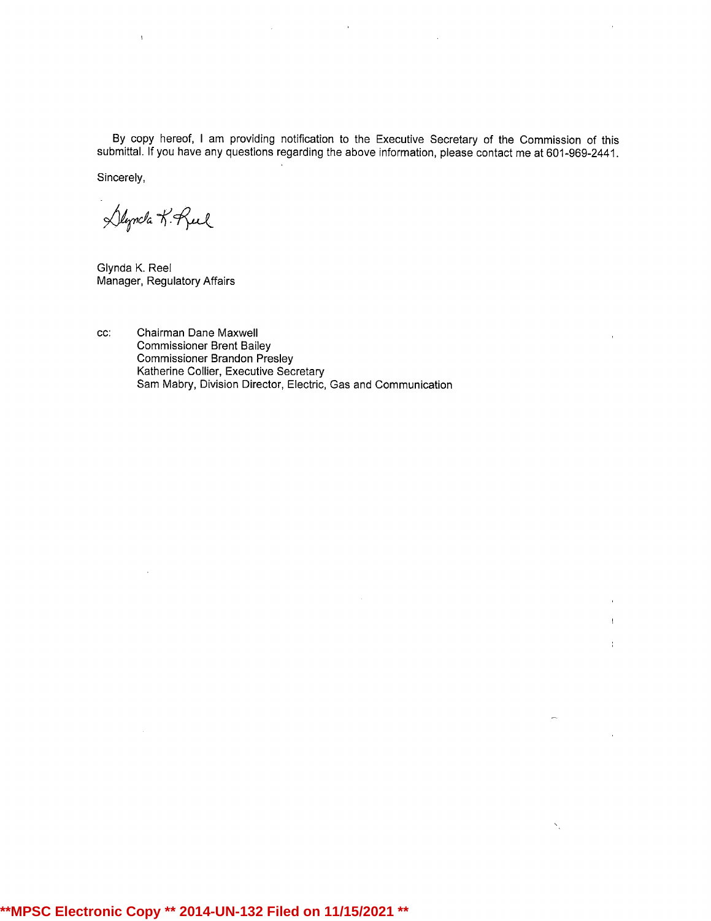By copy hereof, I am providing notification to the Executive Secretary of the Commission of this submittal. If you have any questions regarding the above information, please contact me at 601-969-2441.

Sincerely,

Glynda K. Reel
Manager, Regulatory Affairs

cc: Chairman Dane Maxwell
Commissioner Brent Bailey
Commissioner Brandon Presley
Katherine Collier, Executive Secretary
Sam Mabry, Division Director, Electric, Gas and Communication

**MPSC Electronic Copy ** 2014-UN-132 Filed on 11/15/2021 **